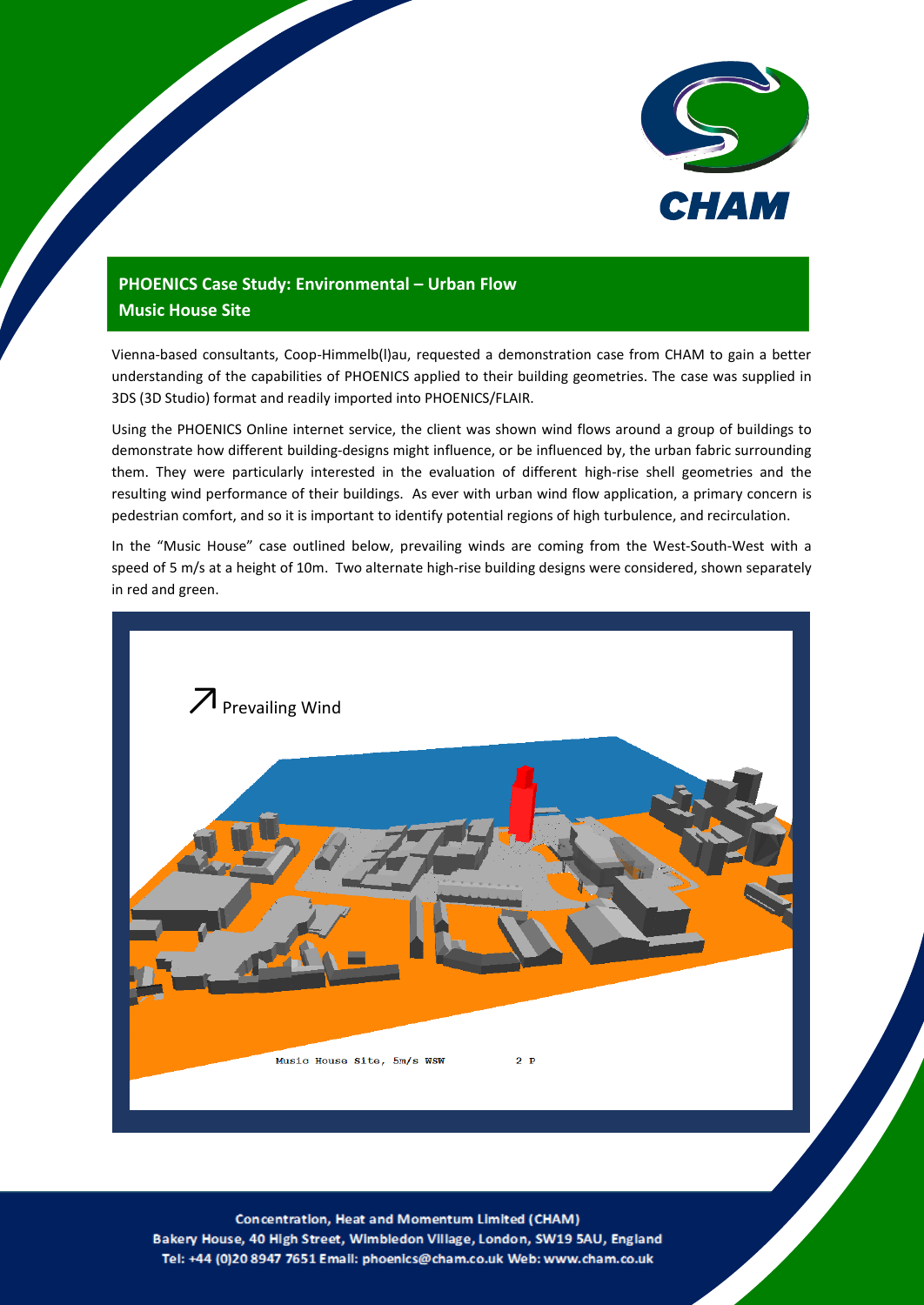## PHOENICS Case Study: Environmental – Urban Flow
## Music House Site

Vienna-based consultants, Coop-Himmelb(l)au, requested a demonstration case from CHAM to gain a better understanding of the capabilities of PHOENICS applied to their building geometries. The case was supplied in 3DS (3D Studio) format and readily imported into PHOENICS/FLAIR.

Using the PHOENICS Online internet service, the client was shown wind flows around a group of buildings to demonstrate how different building-designs might influence, or be influenced by, the urban fabric surrounding them. They were particularly interested in the evaluation of different high-rise shell geometries and the resulting wind performance of their buildings. As ever with urban wind flow application, a primary concern is pedestrian comfort, and so it is important to identify potential regions of high turbulence, and recirculation.

In the "Music House" case outlined below, prevailing winds are coming from the West-South-West with a speed of 5 m/s at a height of 10m. Two alternate high-rise building designs were considered, shown separately in red and green.

↗ Prevailing Wind

Music House Site, 5m/s WSW 2 P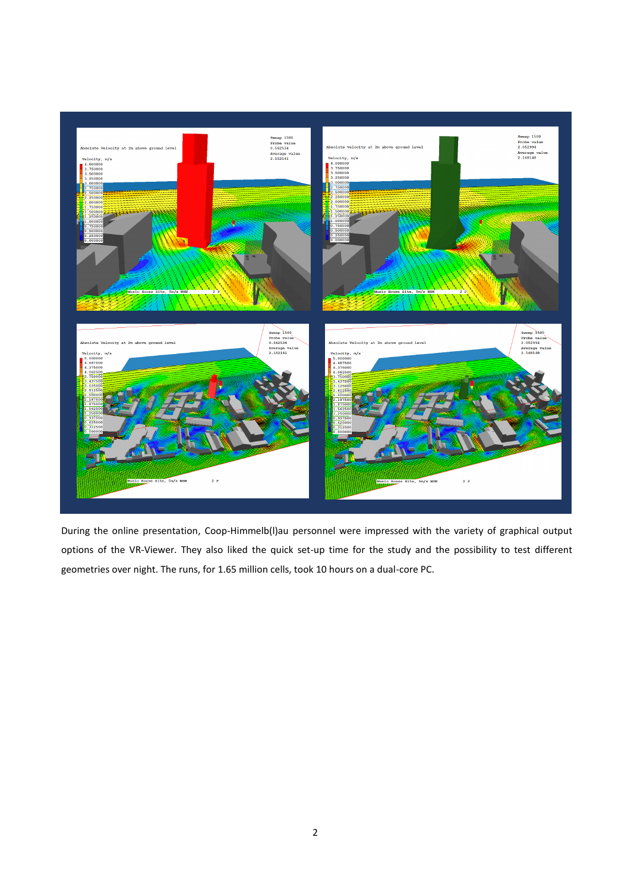During the online presentation, Coop-Himmelb(l)au personnel were impressed with the variety of graphical output options of the VR-Viewer. They also liked the quick set-up time for the study and the possibility to test different geometries over night. The runs, for 1.65 million cells, took 10 hours on a dual-core PC.